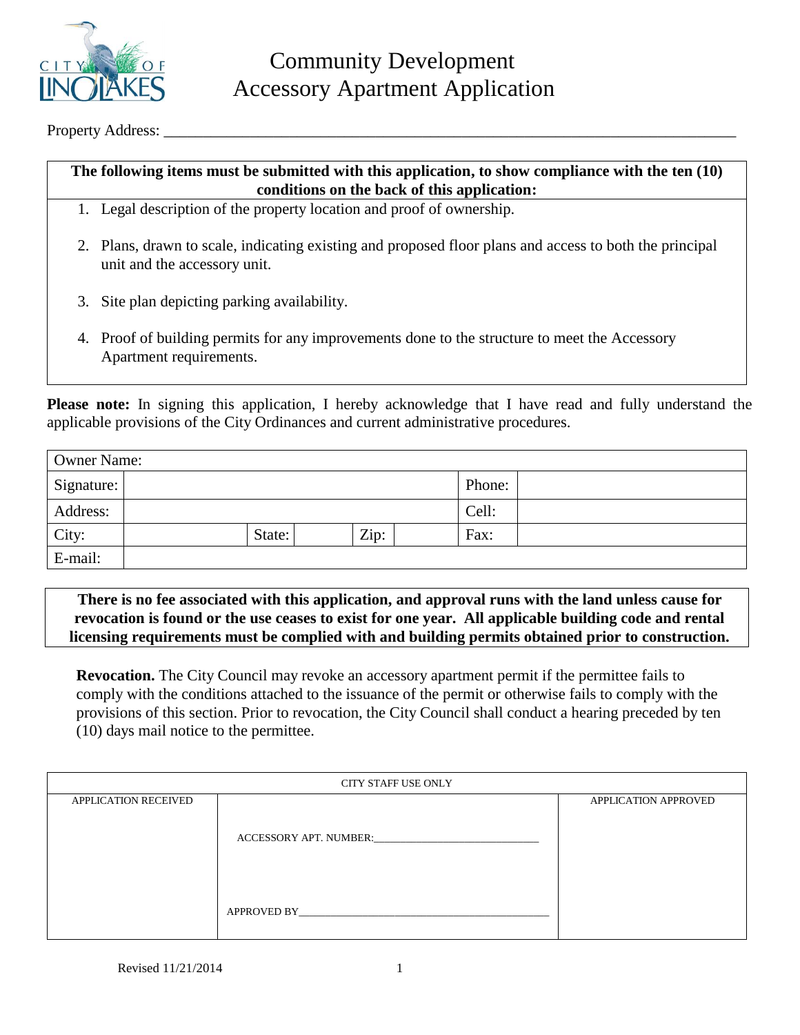CITY OF LINO LAKES

# Community Development
# Accessory Apartment Application

Property Address: ___________________________________________________________________________

**The following items must be submitted with this application, to show compliance with the ten (10) conditions on the back of this application:**

1. Legal description of the property location and proof of ownership.
2. Plans, drawn to scale, indicating existing and proposed floor plans and access to both the principal unit and the accessory unit.
3. Site plan depicting parking availability.
4. Proof of building permits for any improvements done to the structure to meet the Accessory Apartment requirements.

**Please note:** In signing this application, I hereby acknowledge that I have read and fully understand the applicable provisions of the City Ordinances and current administrative procedures.

| Owner Name: | | | | | | Phone: | |
|---|---|---|---|---|---|---|---|
| Signature: | | | | | | Phone: | |
| Address: | | | | | | Cell: | |
| City: | | State: | | Zip: | | Fax: | |
| E-mail: | | | | | | | |

**There is no fee associated with this application, and approval runs with the land unless cause for revocation is found or the use ceases to exist for one year. All applicable building code and rental licensing requirements must be complied with and building permits obtained prior to construction.**

**Revocation.** The City Council may revoke an accessory apartment permit if the permittee fails to comply with the conditions attached to the issuance of the permit or otherwise fails to comply with the provisions of this section. Prior to revocation, the City Council shall conduct a hearing preceded by ten (10) days mail notice to the permittee.

| CITY STAFF USE ONLY | | |
|---|---|---|
| APPLICATION RECEIVED | ACCESSORY APT. NUMBER:____________________________<br><br>APPROVED BY_____________________________________________ | APPLICATION APPROVED |

Revised 11/21/2014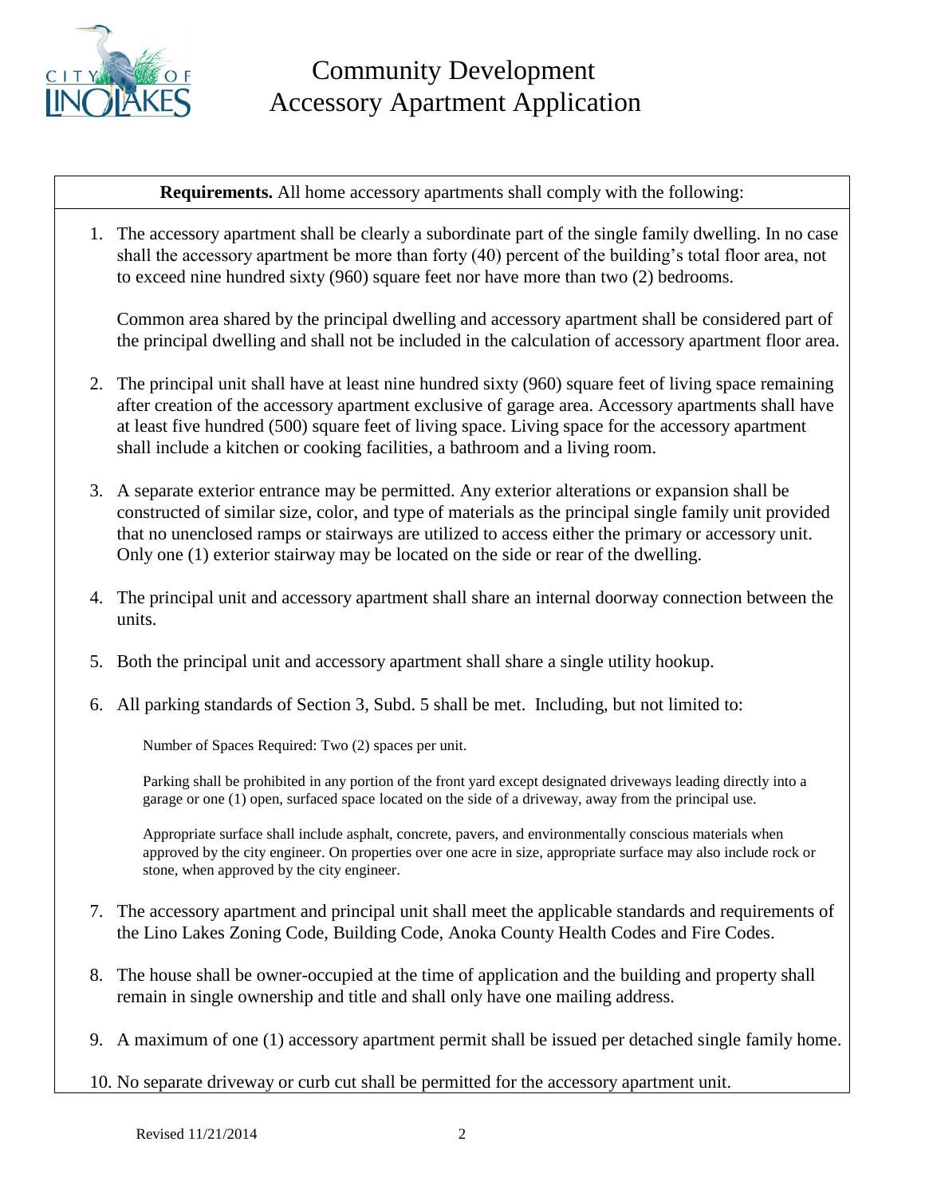# Community Development
# Accessory Apartment Application

**Requirements.** All home accessory apartments shall comply with the following:

1. The accessory apartment shall be clearly a subordinate part of the single family dwelling. In no case shall the accessory apartment be more than forty (40) percent of the building's total floor area, not to exceed nine hundred sixty (960) square feet nor have more than two (2) bedrooms.

   Common area shared by the principal dwelling and accessory apartment shall be considered part of the principal dwelling and shall not be included in the calculation of accessory apartment floor area.

2. The principal unit shall have at least nine hundred sixty (960) square feet of living space remaining after creation of the accessory apartment exclusive of garage area. Accessory apartments shall have at least five hundred (500) square feet of living space. Living space for the accessory apartment shall include a kitchen or cooking facilities, a bathroom and a living room.

3. A separate exterior entrance may be permitted. Any exterior alterations or expansion shall be constructed of similar size, color, and type of materials as the principal single family unit provided that no unenclosed ramps or stairways are utilized to access either the primary or accessory unit. Only one (1) exterior stairway may be located on the side or rear of the dwelling.

4. The principal unit and accessory apartment shall share an internal doorway connection between the units.

5. Both the principal unit and accessory apartment shall share a single utility hookup.

6. All parking standards of Section 3, Subd. 5 shall be met. Including, but not limited to:

   Number of Spaces Required: Two (2) spaces per unit.

   Parking shall be prohibited in any portion of the front yard except designated driveways leading directly into a garage or one (1) open, surfaced space located on the side of a driveway, away from the principal use.

   Appropriate surface shall include asphalt, concrete, pavers, and environmentally conscious materials when approved by the city engineer. On properties over one acre in size, appropriate surface may also include rock or stone, when approved by the city engineer.

7. The accessory apartment and principal unit shall meet the applicable standards and requirements of the Lino Lakes Zoning Code, Building Code, Anoka County Health Codes and Fire Codes.

8. The house shall be owner-occupied at the time of application and the building and property shall remain in single ownership and title and shall only have one mailing address.

9. A maximum of one (1) accessory apartment permit shall be issued per detached single family home.

10. No separate driveway or curb cut shall be permitted for the accessory apartment unit.

Revised 11/21/2014